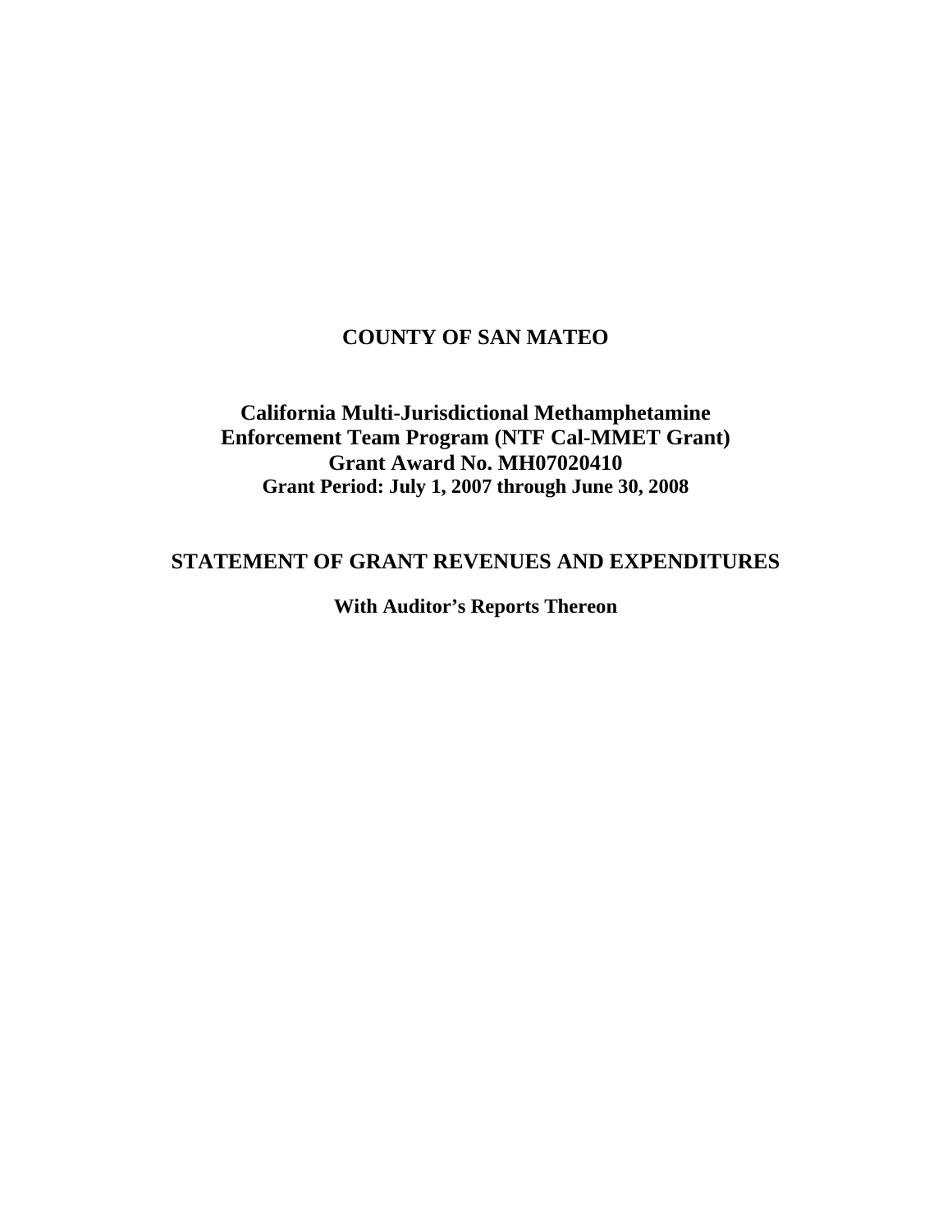# COUNTY OF SAN MATEO

## California Multi-Jurisdictional Methamphetamine Enforcement Team Program (NTF Cal-MMET Grant)
## Grant Award No. MH07020410
### Grant Period: July 1, 2007 through June 30, 2008

## STATEMENT OF GRANT REVENUES AND EXPENDITURES

### With Auditor's Reports Thereon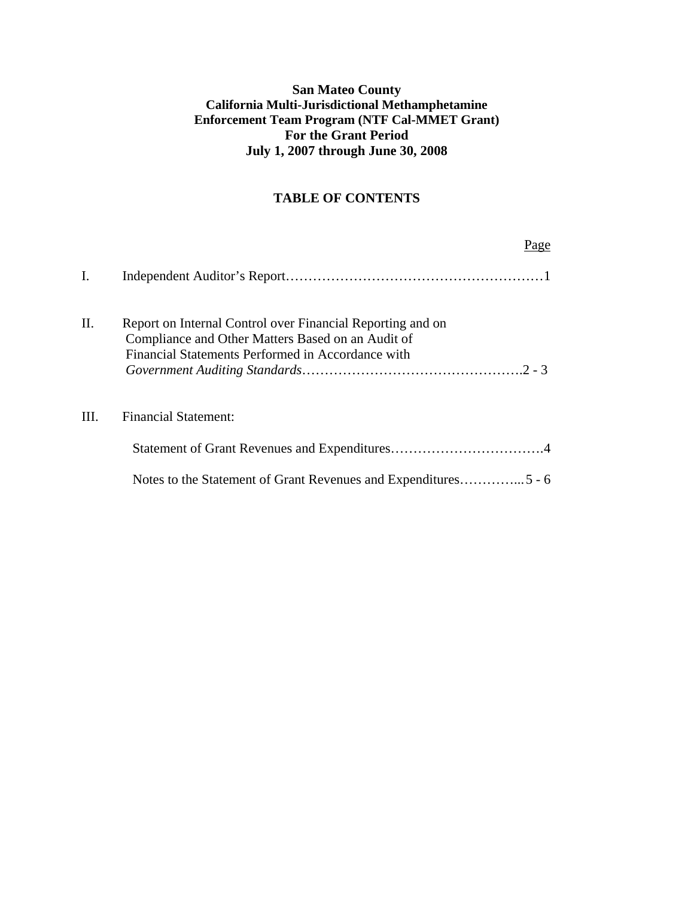**San Mateo County**
**California Multi-Jurisdictional Methamphetamine**
**Enforcement Team Program (NTF Cal-MMET Grant)**
**For the Grant Period**
**July 1, 2007 through June 30, 2008**

## TABLE OF CONTENTS

| | | Page |
|---|---|---|
| I. | Independent Auditor's Report | 1 |
| II. | Report on Internal Control over Financial Reporting and on Compliance and Other Matters Based on an Audit of Financial Statements Performed in Accordance with *Government Auditing Standards* | 2 - 3 |
| III. | Financial Statement: | |
| | Statement of Grant Revenues and Expenditures | 4 |
| | Notes to the Statement of Grant Revenues and Expenditures | 5 - 6 |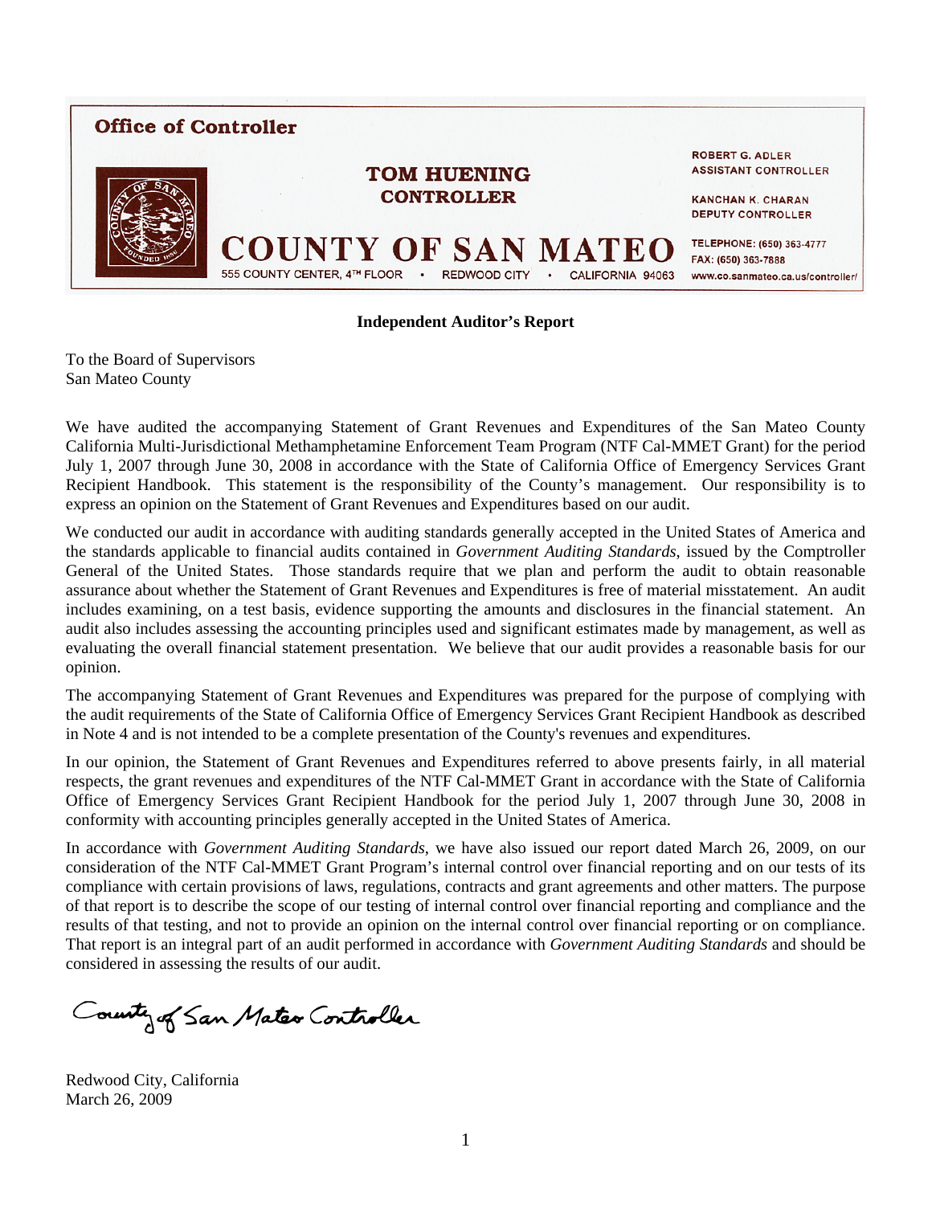**Office of Controller**

**TOM HUENING**
**CONTROLLER**

# COUNTY OF SAN MATEO

555 COUNTY CENTER, 4TH FLOOR • REDWOOD CITY • CALIFORNIA 94063

ROBERT G. ADLER
ASSISTANT CONTROLLER

KANCHAN K. CHARAN
DEPUTY CONTROLLER

TELEPHONE: (650) 363-4777
FAX: (650) 363-7888
www.co.sanmateo.ca.us/controller/

**Independent Auditor's Report**

To the Board of Supervisors
San Mateo County

We have audited the accompanying Statement of Grant Revenues and Expenditures of the San Mateo County California Multi-Jurisdictional Methamphetamine Enforcement Team Program (NTF Cal-MMET Grant) for the period July 1, 2007 through June 30, 2008 in accordance with the State of California Office of Emergency Services Grant Recipient Handbook. This statement is the responsibility of the County's management. Our responsibility is to express an opinion on the Statement of Grant Revenues and Expenditures based on our audit.

We conducted our audit in accordance with auditing standards generally accepted in the United States of America and the standards applicable to financial audits contained in *Government Auditing Standards*, issued by the Comptroller General of the United States. Those standards require that we plan and perform the audit to obtain reasonable assurance about whether the Statement of Grant Revenues and Expenditures is free of material misstatement. An audit includes examining, on a test basis, evidence supporting the amounts and disclosures in the financial statement. An audit also includes assessing the accounting principles used and significant estimates made by management, as well as evaluating the overall financial statement presentation. We believe that our audit provides a reasonable basis for our opinion.

The accompanying Statement of Grant Revenues and Expenditures was prepared for the purpose of complying with the audit requirements of the State of California Office of Emergency Services Grant Recipient Handbook as described in Note 4 and is not intended to be a complete presentation of the County's revenues and expenditures.

In our opinion, the Statement of Grant Revenues and Expenditures referred to above presents fairly, in all material respects, the grant revenues and expenditures of the NTF Cal-MMET Grant in accordance with the State of California Office of Emergency Services Grant Recipient Handbook for the period July 1, 2007 through June 30, 2008 in conformity with accounting principles generally accepted in the United States of America.

In accordance with *Government Auditing Standards*, we have also issued our report dated March 26, 2009, on our consideration of the NTF Cal-MMET Grant Program's internal control over financial reporting and on our tests of its compliance with certain provisions of laws, regulations, contracts and grant agreements and other matters. The purpose of that report is to describe the scope of our testing of internal control over financial reporting and compliance and the results of that testing, and not to provide an opinion on the internal control over financial reporting or on compliance. That report is an integral part of an audit performed in accordance with *Government Auditing Standards* and should be considered in assessing the results of our audit.

County of San Mateo Controller

Redwood City, California
March 26, 2009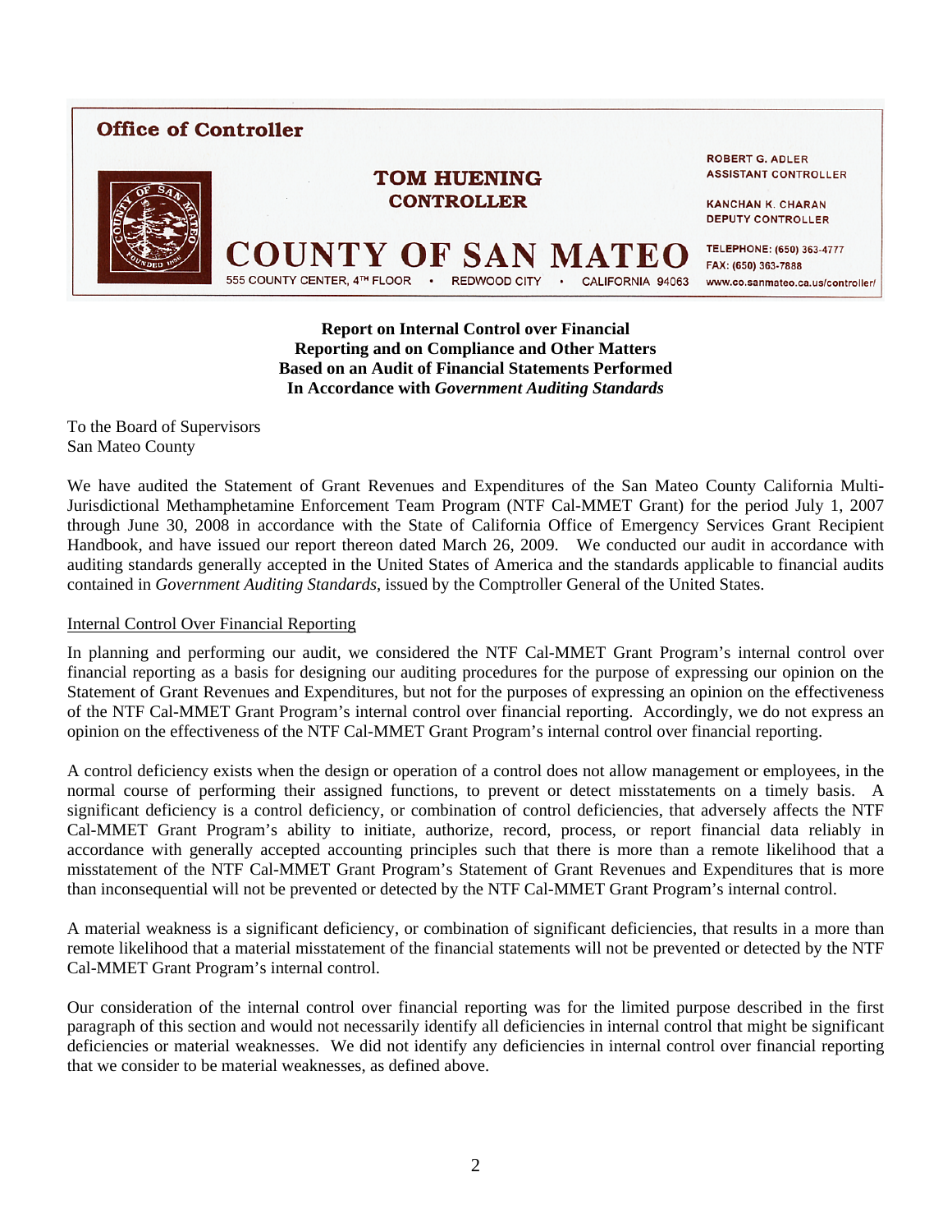**Office of Controller**

**TOM HUENING**
**CONTROLLER**

**COUNTY OF SAN MATEO**

555 COUNTY CENTER, 4TH FLOOR • REDWOOD CITY • CALIFORNIA 94063

ROBERT G. ADLER
ASSISTANT CONTROLLER

KANCHAN K. CHARAN
DEPUTY CONTROLLER

TELEPHONE: (650) 363-4777
FAX: (650) 363-7888
www.co.sanmateo.ca.us/controller/

**Report on Internal Control over Financial Reporting and on Compliance and Other Matters Based on an Audit of Financial Statements Performed In Accordance with *Government Auditing Standards***

To the Board of Supervisors
San Mateo County

We have audited the Statement of Grant Revenues and Expenditures of the San Mateo County California Multi-Jurisdictional Methamphetamine Enforcement Team Program (NTF Cal-MMET Grant) for the period July 1, 2007 through June 30, 2008 in accordance with the State of California Office of Emergency Services Grant Recipient Handbook, and have issued our report thereon dated March 26, 2009. We conducted our audit in accordance with auditing standards generally accepted in the United States of America and the standards applicable to financial audits contained in *Government Auditing Standards*, issued by the Comptroller General of the United States.

Internal Control Over Financial Reporting

In planning and performing our audit, we considered the NTF Cal-MMET Grant Program's internal control over financial reporting as a basis for designing our auditing procedures for the purpose of expressing our opinion on the Statement of Grant Revenues and Expenditures, but not for the purposes of expressing an opinion on the effectiveness of the NTF Cal-MMET Grant Program's internal control over financial reporting. Accordingly, we do not express an opinion on the effectiveness of the NTF Cal-MMET Grant Program's internal control over financial reporting.

A control deficiency exists when the design or operation of a control does not allow management or employees, in the normal course of performing their assigned functions, to prevent or detect misstatements on a timely basis. A significant deficiency is a control deficiency, or combination of control deficiencies, that adversely affects the NTF Cal-MMET Grant Program's ability to initiate, authorize, record, process, or report financial data reliably in accordance with generally accepted accounting principles such that there is more than a remote likelihood that a misstatement of the NTF Cal-MMET Grant Program's Statement of Grant Revenues and Expenditures that is more than inconsequential will not be prevented or detected by the NTF Cal-MMET Grant Program's internal control.

A material weakness is a significant deficiency, or combination of significant deficiencies, that results in a more than remote likelihood that a material misstatement of the financial statements will not be prevented or detected by the NTF Cal-MMET Grant Program's internal control.

Our consideration of the internal control over financial reporting was for the limited purpose described in the first paragraph of this section and would not necessarily identify all deficiencies in internal control that might be significant deficiencies or material weaknesses. We did not identify any deficiencies in internal control over financial reporting that we consider to be material weaknesses, as defined above.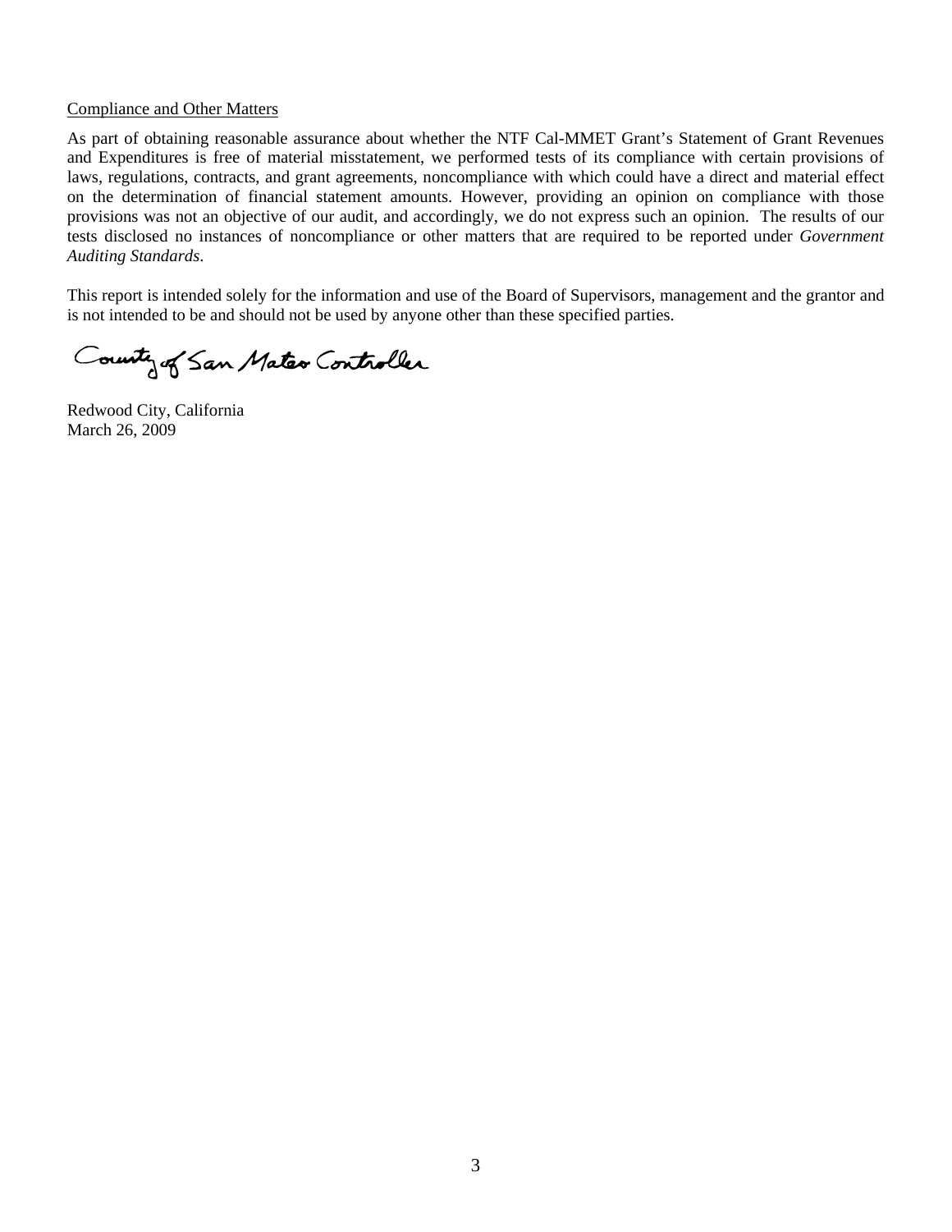Compliance and Other Matters

As part of obtaining reasonable assurance about whether the NTF Cal-MMET Grant's Statement of Grant Revenues and Expenditures is free of material misstatement, we performed tests of its compliance with certain provisions of laws, regulations, contracts, and grant agreements, noncompliance with which could have a direct and material effect on the determination of financial statement amounts. However, providing an opinion on compliance with those provisions was not an objective of our audit, and accordingly, we do not express such an opinion. The results of our tests disclosed no instances of noncompliance or other matters that are required to be reported under *Government Auditing Standards*.

This report is intended solely for the information and use of the Board of Supervisors, management and the grantor and is not intended to be and should not be used by anyone other than these specified parties.

County of San Mateo Controller

Redwood City, California
March 26, 2009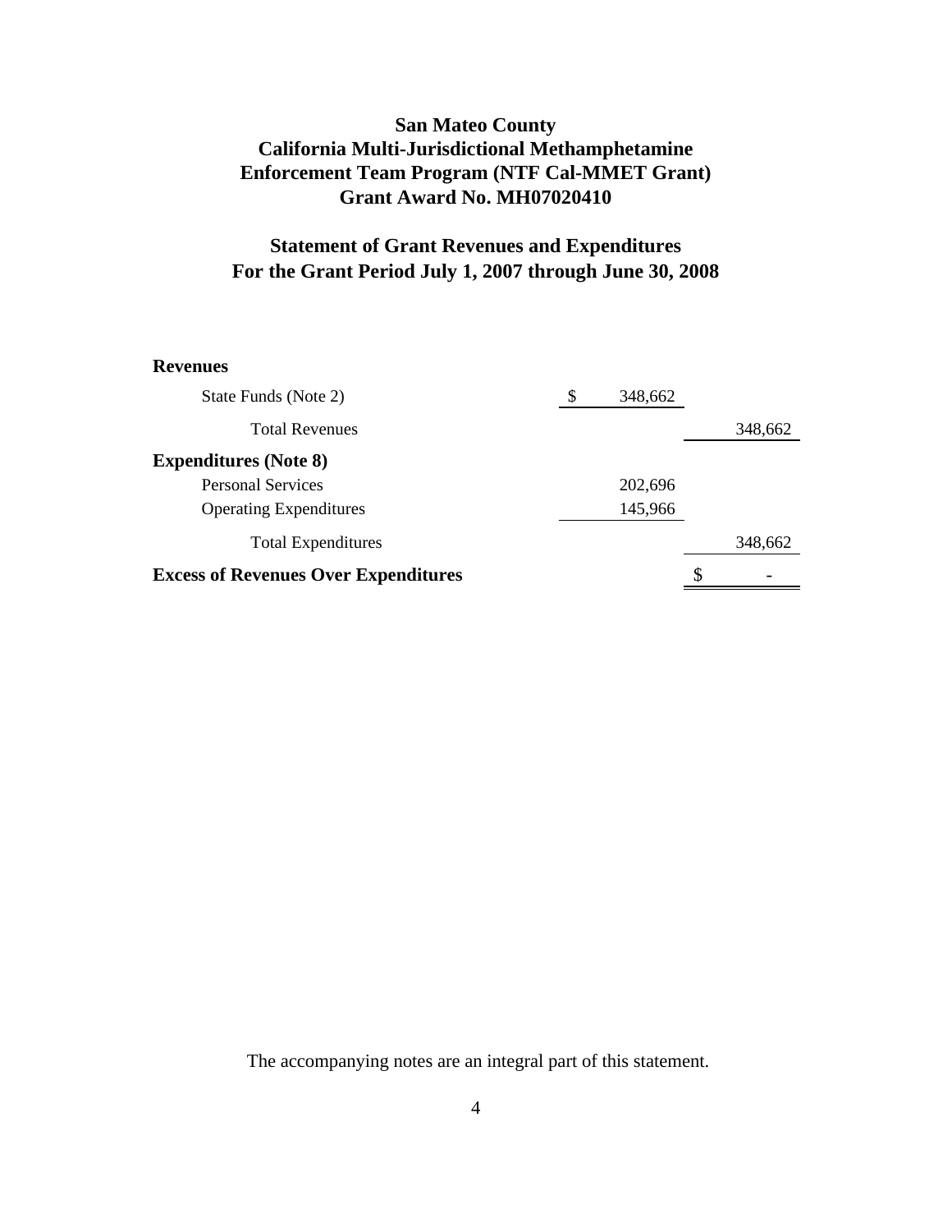# San Mateo County
# California Multi-Jurisdictional Methamphetamine Enforcement Team Program (NTF Cal-MMET Grant)
# Grant Award No. MH07020410

## Statement of Grant Revenues and Expenditures
## For the Grant Period July 1, 2007 through June 30, 2008

| | | |
|---|---|---|
| **Revenues** | | |
| State Funds (Note 2) | $ 348,662 | |
| Total Revenues | | 348,662 |
| **Expenditures (Note 8)** | | |
| Personal Services | 202,696 | |
| Operating Expenditures | 145,966 | |
| Total Expenditures | | 348,662 |
| **Excess of Revenues Over Expenditures** | | $ - |

The accompanying notes are an integral part of this statement.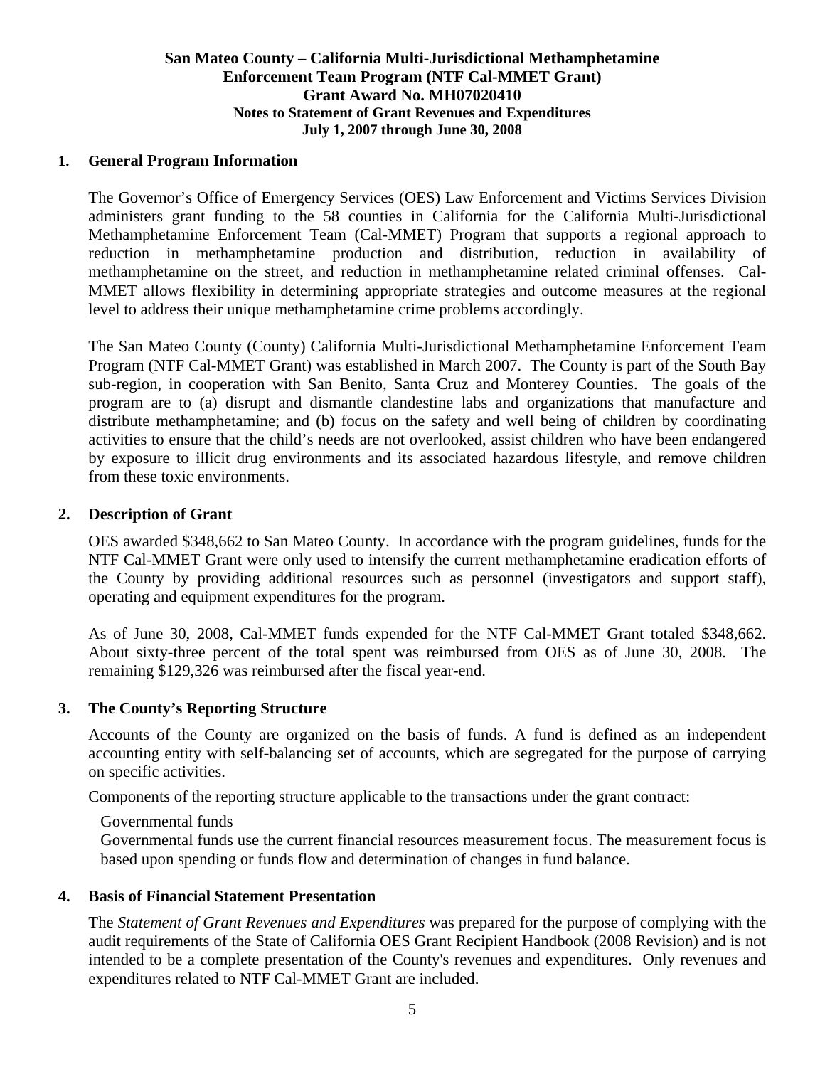# San Mateo County – California Multi-Jurisdictional Methamphetamine Enforcement Team Program (NTF Cal-MMET Grant)
## Grant Award No. MH07020410
### Notes to Statement of Grant Revenues and Expenditures
### July 1, 2007 through June 30, 2008

## 1. General Program Information

The Governor's Office of Emergency Services (OES) Law Enforcement and Victims Services Division administers grant funding to the 58 counties in California for the California Multi-Jurisdictional Methamphetamine Enforcement Team (Cal-MMET) Program that supports a regional approach to reduction in methamphetamine production and distribution, reduction in availability of methamphetamine on the street, and reduction in methamphetamine related criminal offenses. Cal-MMET allows flexibility in determining appropriate strategies and outcome measures at the regional level to address their unique methamphetamine crime problems accordingly.

The San Mateo County (County) California Multi-Jurisdictional Methamphetamine Enforcement Team Program (NTF Cal-MMET Grant) was established in March 2007. The County is part of the South Bay sub-region, in cooperation with San Benito, Santa Cruz and Monterey Counties. The goals of the program are to (a) disrupt and dismantle clandestine labs and organizations that manufacture and distribute methamphetamine; and (b) focus on the safety and well being of children by coordinating activities to ensure that the child's needs are not overlooked, assist children who have been endangered by exposure to illicit drug environments and its associated hazardous lifestyle, and remove children from these toxic environments.

## 2. Description of Grant

OES awarded $348,662 to San Mateo County. In accordance with the program guidelines, funds for the NTF Cal-MMET Grant were only used to intensify the current methamphetamine eradication efforts of the County by providing additional resources such as personnel (investigators and support staff), operating and equipment expenditures for the program.

As of June 30, 2008, Cal-MMET funds expended for the NTF Cal-MMET Grant totaled $348,662. About sixty-three percent of the total spent was reimbursed from OES as of June 30, 2008. The remaining $129,326 was reimbursed after the fiscal year-end.

## 3. The County's Reporting Structure

Accounts of the County are organized on the basis of funds. A fund is defined as an independent accounting entity with self-balancing set of accounts, which are segregated for the purpose of carrying on specific activities.

Components of the reporting structure applicable to the transactions under the grant contract:

<u>Governmental funds</u>

Governmental funds use the current financial resources measurement focus. The measurement focus is based upon spending or funds flow and determination of changes in fund balance.

## 4. Basis of Financial Statement Presentation

The *Statement of Grant Revenues and Expenditures* was prepared for the purpose of complying with the audit requirements of the State of California OES Grant Recipient Handbook (2008 Revision) and is not intended to be a complete presentation of the County's revenues and expenditures. Only revenues and expenditures related to NTF Cal-MMET Grant are included.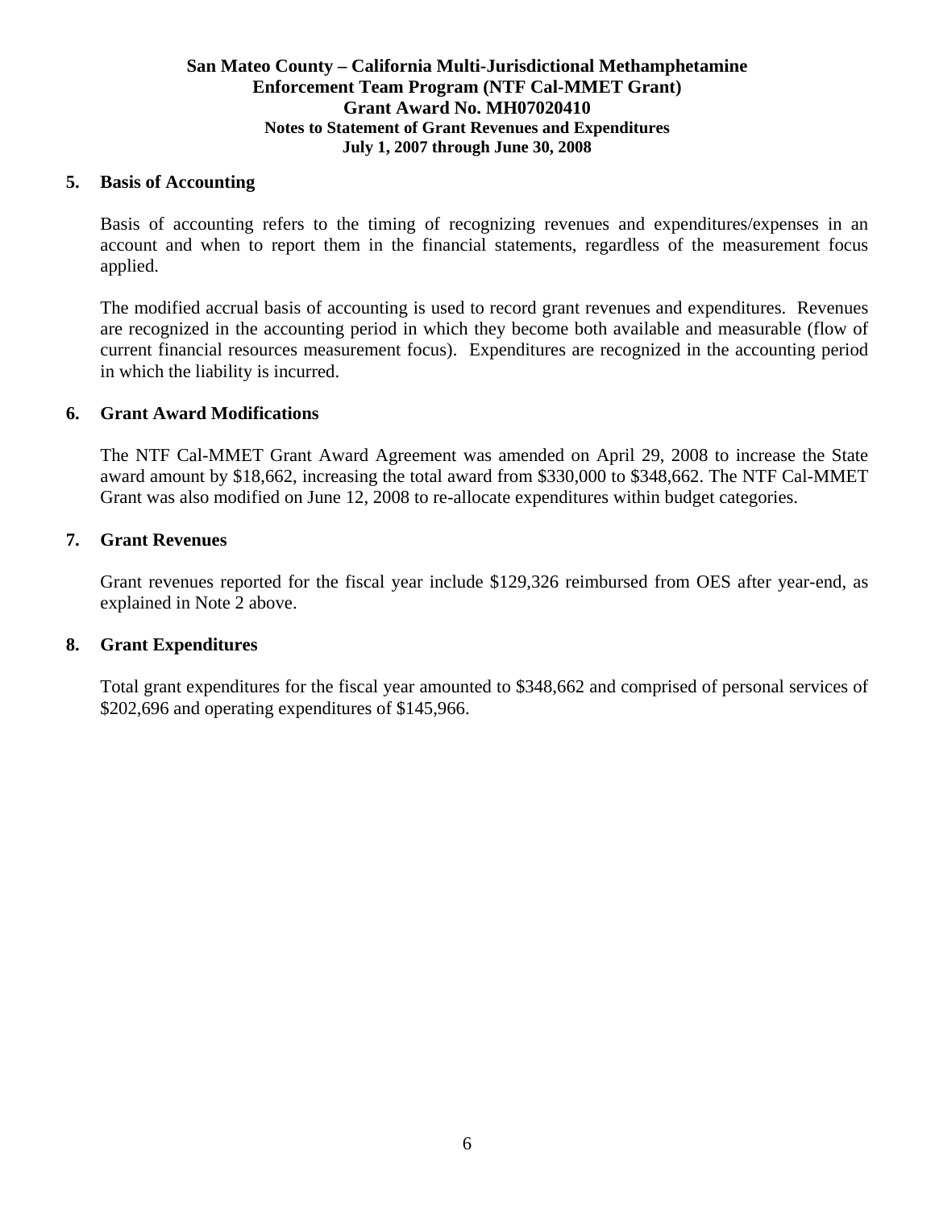**San Mateo County – California Multi-Jurisdictional Methamphetamine Enforcement Team Program (NTF Cal-MMET Grant)**
**Grant Award No. MH07020410**
**Notes to Statement of Grant Revenues and Expenditures**
**July 1, 2007 through June 30, 2008**

## 5. Basis of Accounting

Basis of accounting refers to the timing of recognizing revenues and expenditures/expenses in an account and when to report them in the financial statements, regardless of the measurement focus applied.

The modified accrual basis of accounting is used to record grant revenues and expenditures. Revenues are recognized in the accounting period in which they become both available and measurable (flow of current financial resources measurement focus). Expenditures are recognized in the accounting period in which the liability is incurred.

## 6. Grant Award Modifications

The NTF Cal-MMET Grant Award Agreement was amended on April 29, 2008 to increase the State award amount by $18,662, increasing the total award from $330,000 to $348,662. The NTF Cal-MMET Grant was also modified on June 12, 2008 to re-allocate expenditures within budget categories.

## 7. Grant Revenues

Grant revenues reported for the fiscal year include $129,326 reimbursed from OES after year-end, as explained in Note 2 above.

## 8. Grant Expenditures

Total grant expenditures for the fiscal year amounted to $348,662 and comprised of personal services of $202,696 and operating expenditures of $145,966.